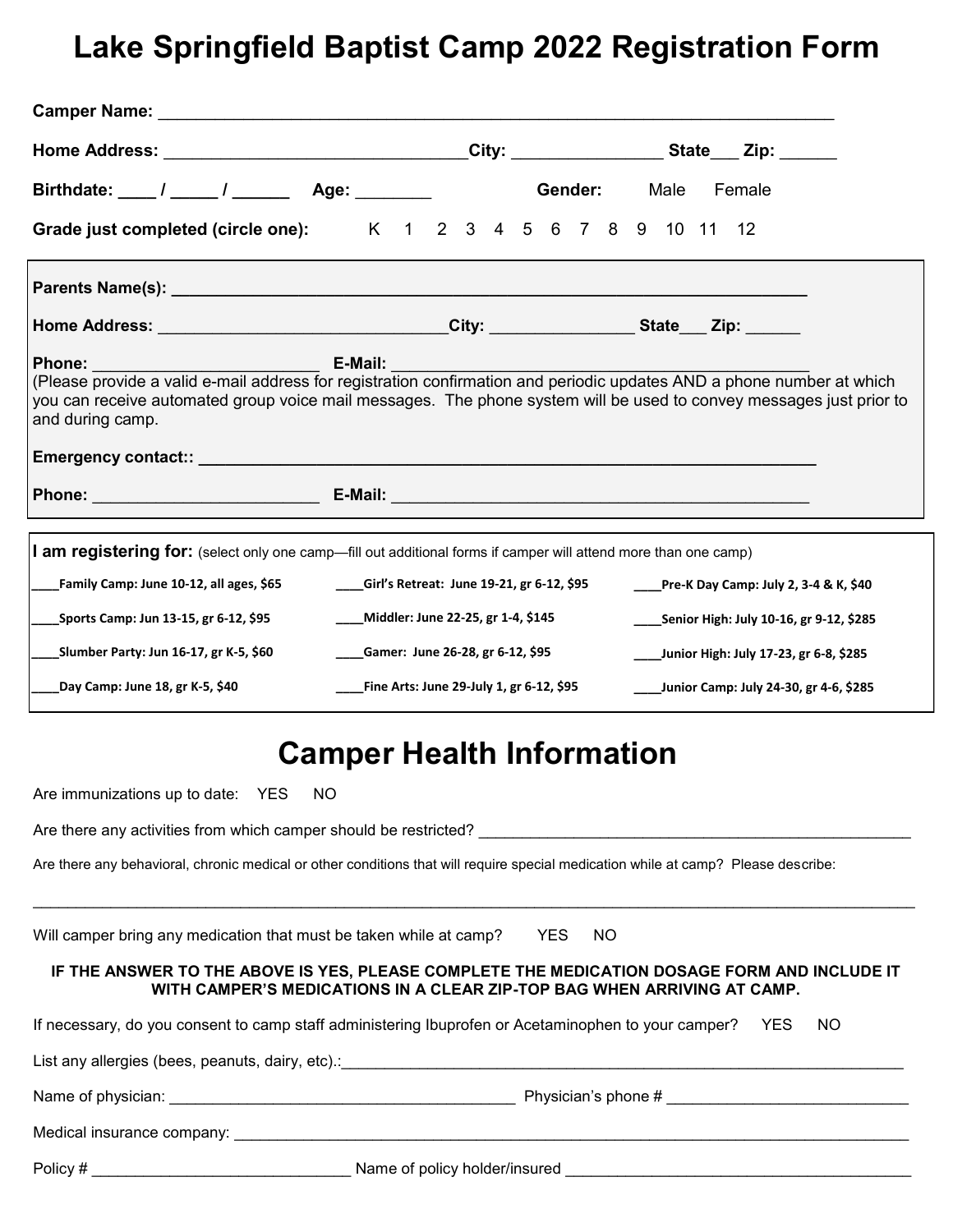# Lake Springfield Baptist Camp 2022 Registration Form

**Camper Name:** ___________________________________________________________________________

**Home Address:** _______________________________**City:** _______________ **State**___ **Zip:** ______

**Birthdate:** ____ / _____ / ______ **Age:** ________ **Gender:** Male Female

**Grade just completed (circle one):** K 1 2 3 4 5 6 7 8 9 10 11 12

**Parents Name(s):** ____________________________________________________________________

**Home Address:** _______________________________**City:** _______________ **State**___ **Zip:** ______

**Phone:** ________________________ **E-Mail:** _____________________________________________

(Please provide a valid e-mail address for registration confirmation and periodic updates AND a phone number at which you can receive automated group voice mail messages. The phone system will be used to convey messages just prior to and during camp.

**Emergency contact::** ________________________________________________________________

**Phone:** ________________________ **E-Mail:** _____________________________________________

**I am registering for:** (select only one camp—fill out additional forms if camper will attend more than one camp)

____**Family Camp: June 10-12, all ages, $65**

____**Sports Camp: Jun 13-15, gr 6-12, $95**

____**Slumber Party: Jun 16-17, gr K-5, $60**

____**Day Camp: June 18, gr K-5, $40**

____**Girl's Retreat: June 19-21, gr 6-12, $95**

____**Middler: June 22-25, gr 1-4, $145**

____**Gamer: June 26-28, gr 6-12, $95**

____**Fine Arts: June 29-July 1, gr 6-12, $95**

____**Pre-K Day Camp: July 2, 3-4 & K, $40**

____**Senior High: July 10-16, gr 9-12, $285**

____**Junior High: July 17-23, gr 6-8, $285**

____**Junior Camp: July 24-30, gr 4-6, $285**

# Camper Health Information

Are immunizations up to date: YES NO

Are there any activities from which camper should be restricted? ___________________________________________________

Are there any behavioral, chronic medical or other conditions that will require special medication while at camp? Please describe:

_____________________________________________________________________________________________________

Will camper bring any medication that must be taken while at camp? YES NO

**IF THE ANSWER TO THE ABOVE IS YES, PLEASE COMPLETE THE MEDICATION DOSAGE FORM AND INCLUDE IT WITH CAMPER'S MEDICATIONS IN A CLEAR ZIP-TOP BAG WHEN ARRIVING AT CAMP.**

If necessary, do you consent to camp staff administering Ibuprofen or Acetaminophen to your camper? YES NO

List any allergies (bees, peanuts, dairy, etc).:__________________________________________________________________

Name of physician: ________________________________________ Physician's phone # ____________________________

Medical insurance company: ___________________________________________________________________________

Policy # ______________________________ Name of policy holder/insured _________________________________________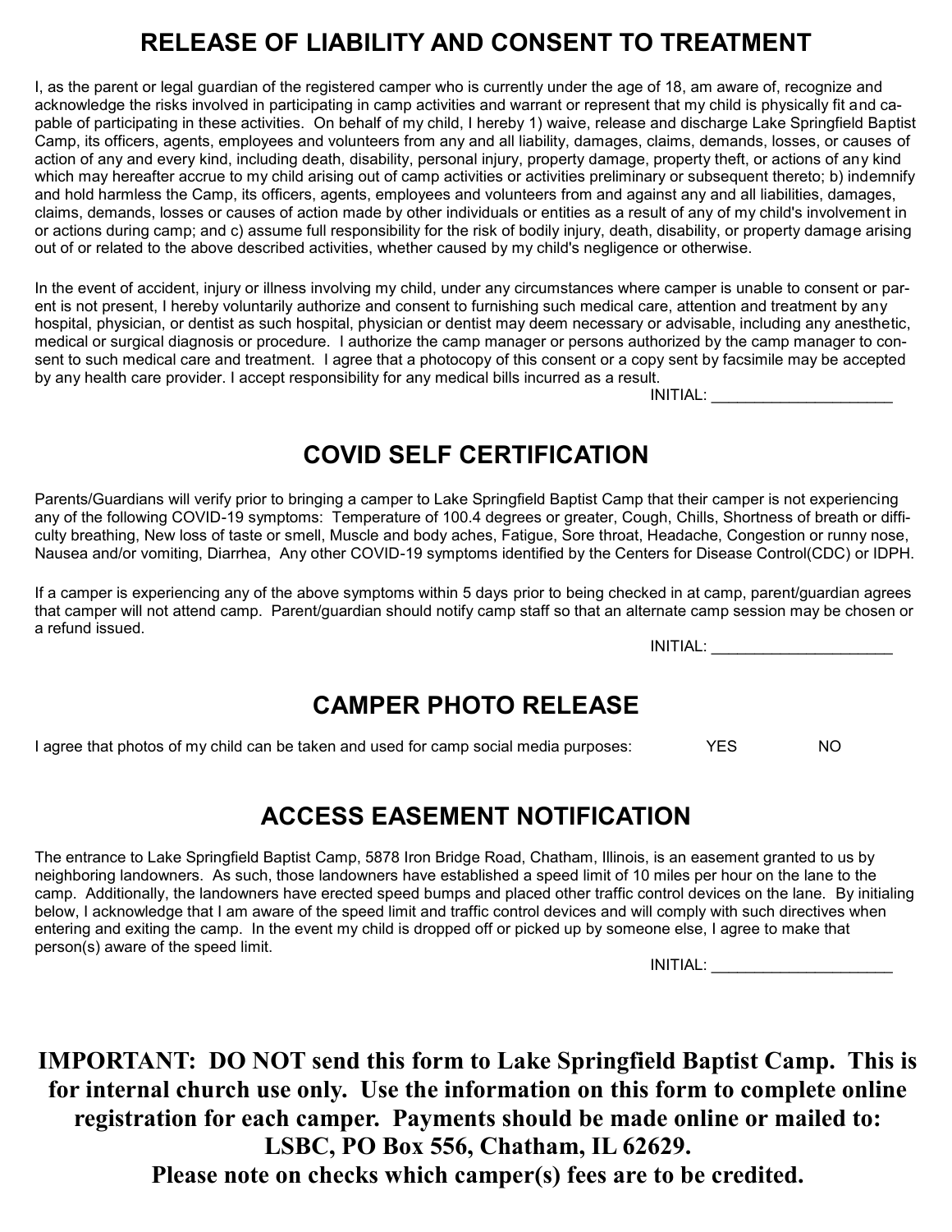## RELEASE OF LIABILITY AND CONSENT TO TREATMENT

I, as the parent or legal guardian of the registered camper who is currently under the age of 18, am aware of, recognize and acknowledge the risks involved in participating in camp activities and warrant or represent that my child is physically fit and capable of participating in these activities. On behalf of my child, I hereby 1) waive, release and discharge Lake Springfield Baptist Camp, its officers, agents, employees and volunteers from any and all liability, damages, claims, demands, losses, or causes of action of any and every kind, including death, disability, personal injury, property damage, property theft, or actions of any kind which may hereafter accrue to my child arising out of camp activities or activities preliminary or subsequent thereto; b) indemnify and hold harmless the Camp, its officers, agents, employees and volunteers from and against any and all liabilities, damages, claims, demands, losses or causes of action made by other individuals or entities as a result of any of my child's involvement in or actions during camp; and c) assume full responsibility for the risk of bodily injury, death, disability, or property damage arising out of or related to the above described activities, whether caused by my child's negligence or otherwise.

In the event of accident, injury or illness involving my child, under any circumstances where camper is unable to consent or parent is not present, I hereby voluntarily authorize and consent to furnishing such medical care, attention and treatment by any hospital, physician, or dentist as such hospital, physician or dentist may deem necessary or advisable, including any anesthetic, medical or surgical diagnosis or procedure. I authorize the camp manager or persons authorized by the camp manager to consent to such medical care and treatment. I agree that a photocopy of this consent or a copy sent by facsimile may be accepted by any health care provider. I accept responsibility for any medical bills incurred as a result.

INITIAL: ____________________

## COVID SELF CERTIFICATION

Parents/Guardians will verify prior to bringing a camper to Lake Springfield Baptist Camp that their camper is not experiencing any of the following COVID-19 symptoms: Temperature of 100.4 degrees or greater, Cough, Chills, Shortness of breath or difficulty breathing, New loss of taste or smell, Muscle and body aches, Fatigue, Sore throat, Headache, Congestion or runny nose, Nausea and/or vomiting, Diarrhea, Any other COVID-19 symptoms identified by the Centers for Disease Control(CDC) or IDPH.

If a camper is experiencing any of the above symptoms within 5 days prior to being checked in at camp, parent/guardian agrees that camper will not attend camp. Parent/guardian should notify camp staff so that an alternate camp session may be chosen or a refund issued.

INITIAL: ____________________

## CAMPER PHOTO RELEASE

I agree that photos of my child can be taken and used for camp social media purposes: YES NO

## ACCESS EASEMENT NOTIFICATION

The entrance to Lake Springfield Baptist Camp, 5878 Iron Bridge Road, Chatham, Illinois, is an easement granted to us by neighboring landowners. As such, those landowners have established a speed limit of 10 miles per hour on the lane to the camp. Additionally, the landowners have erected speed bumps and placed other traffic control devices on the lane. By initialing below, I acknowledge that I am aware of the speed limit and traffic control devices and will comply with such directives when entering and exiting the camp. In the event my child is dropped off or picked up by someone else, I agree to make that person(s) aware of the speed limit.

INITIAL: ____________________

**IMPORTANT: DO NOT send this form to Lake Springfield Baptist Camp. This is for internal church use only. Use the information on this form to complete online registration for each camper. Payments should be made online or mailed to: LSBC, PO Box 556, Chatham, IL 62629.**

**Please note on checks which camper(s) fees are to be credited.**